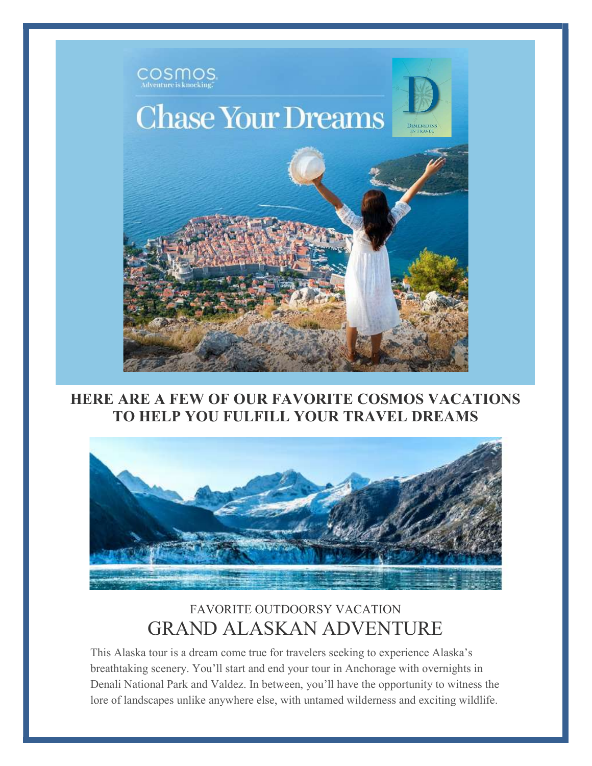## HERE ARE A FEW OF OUR FAVORITE COSMOS VACATIONS TO HELP YOU FULFILL YOUR TRAVEL DREAMS

FAVORITE OUTDOORSY VACATION

# GRAND ALASKAN ADVENTURE

This Alaska tour is a dream come true for travelers seeking to experience Alaska's breathtaking scenery. You'll start and end your tour in Anchorage with overnights in Denali National Park and Valdez. In between, you'll have the opportunity to witness the lore of landscapes unlike anywhere else, with untamed wilderness and exciting wildlife.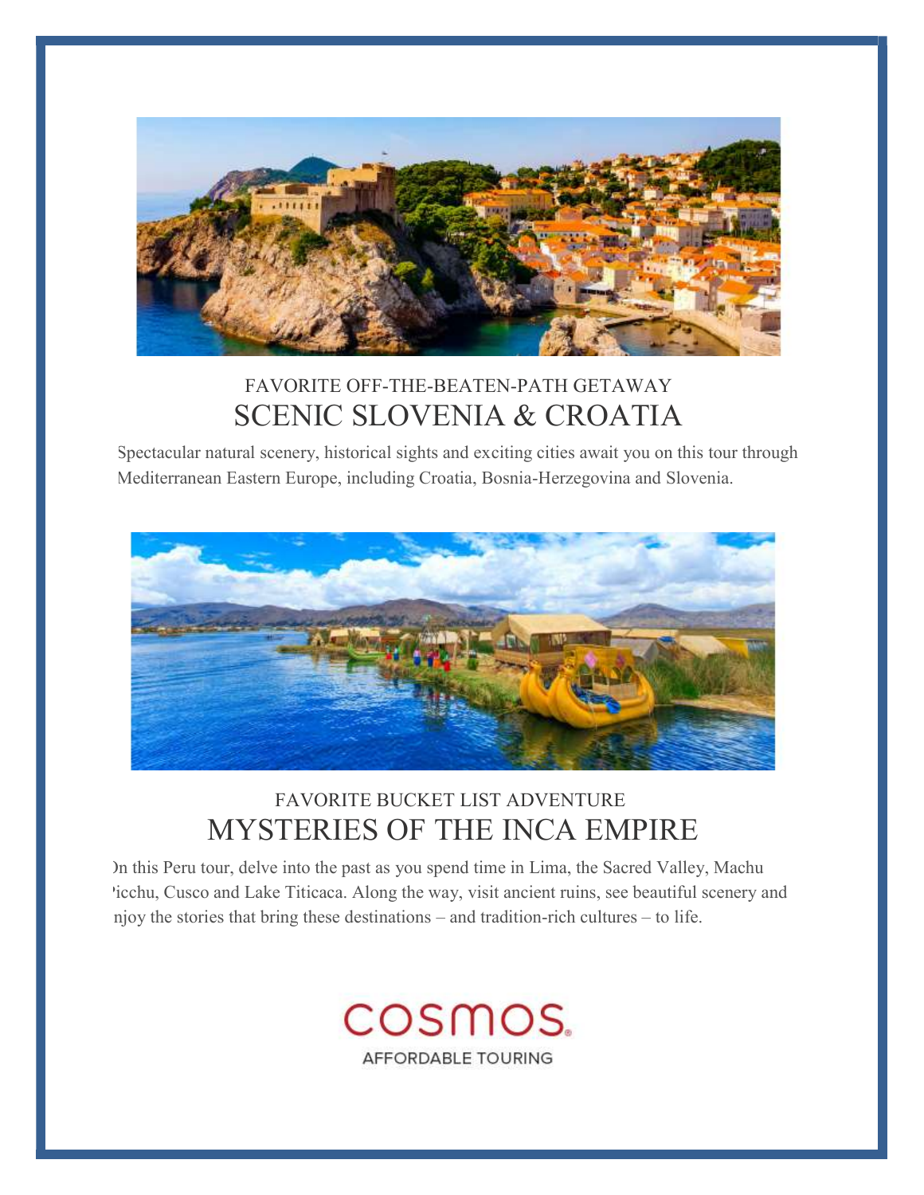FAVORITE OFF-THE-BEATEN-PATH GETAWAY

## SCENIC SLOVENIA & CROATIA

Spectacular natural scenery, historical sights and exciting cities await you on this tour through Mediterranean Eastern Europe, including Croatia, Bosnia-Herzegovina and Slovenia.

FAVORITE BUCKET LIST ADVENTURE

## MYSTERIES OF THE INCA EMPIRE

On this Peru tour, delve into the past as you spend time in Lima, the Sacred Valley, Machu Picchu, Cusco and Lake Titicaca. Along the way, visit ancient ruins, see beautiful scenery and enjoy the stories that bring these destinations – and tradition-rich cultures – to life.

COSMOS.
AFFORDABLE TOURING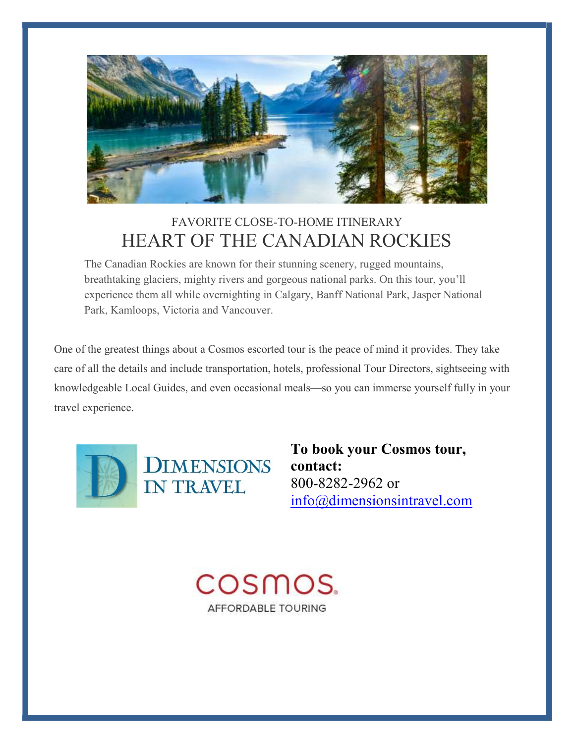FAVORITE CLOSE-TO-HOME ITINERARY

# HEART OF THE CANADIAN ROCKIES

The Canadian Rockies are known for their stunning scenery, rugged mountains, breathtaking glaciers, mighty rivers and gorgeous national parks. On this tour, you'll experience them all while overnighting in Calgary, Banff National Park, Jasper National Park, Kamloops, Victoria and Vancouver.

One of the greatest things about a Cosmos escorted tour is the peace of mind it provides. They take care of all the details and include transportation, hotels, professional Tour Directors, sightseeing with knowledgeable Local Guides, and even occasional meals—so you can immerse yourself fully in your travel experience.

DIMENSIONS IN TRAVEL

**To book your Cosmos tour, contact:**
800-8282-2962 or
info@dimensionsintravel.com

COSMOS
AFFORDABLE TOURING